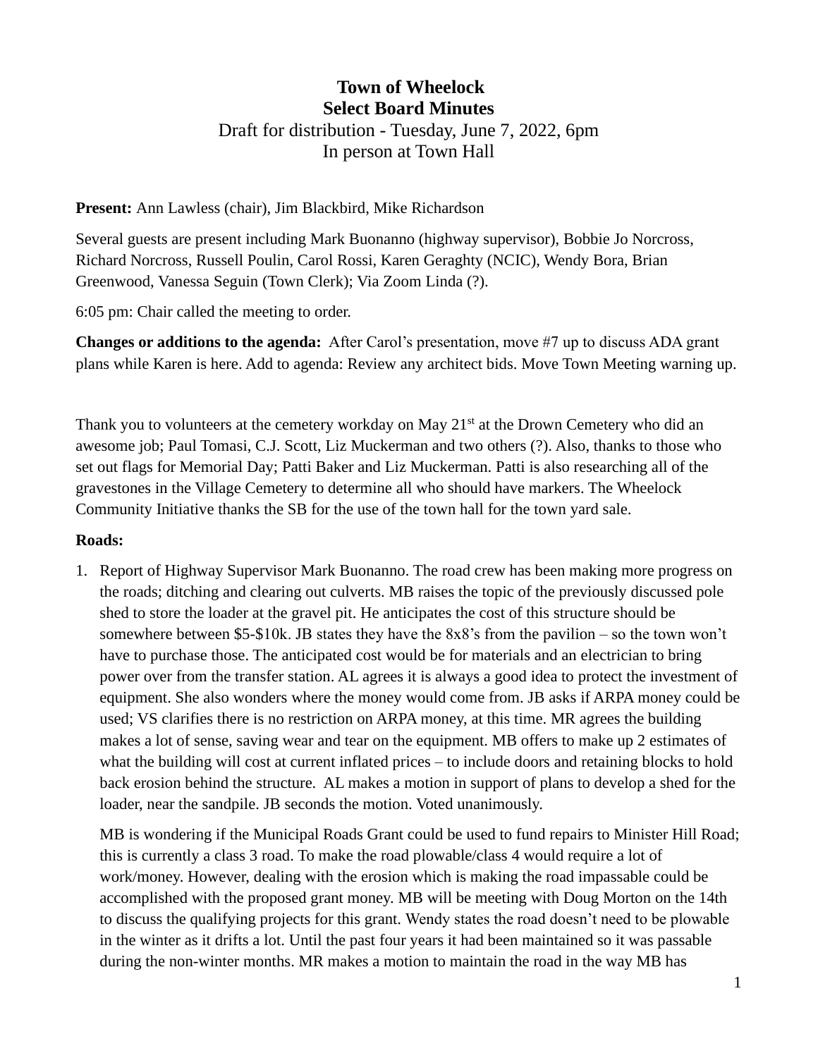**Town of Wheelock**
**Select Board Minutes**
Draft for distribution - Tuesday, June 7, 2022, 6pm
In person at Town Hall

**Present:** Ann Lawless (chair), Jim Blackbird, Mike Richardson

Several guests are present including Mark Buonanno (highway supervisor), Bobbie Jo Norcross, Richard Norcross, Russell Poulin, Carol Rossi, Karen Geraghty (NCIC), Wendy Bora, Brian Greenwood, Vanessa Seguin (Town Clerk); Via Zoom Linda (?).

6:05 pm: Chair called the meeting to order.

**Changes or additions to the agenda:** After Carol's presentation, move #7 up to discuss ADA grant plans while Karen is here. Add to agenda: Review any architect bids. Move Town Meeting warning up.

Thank you to volunteers at the cemetery workday on May 21st at the Drown Cemetery who did an awesome job; Paul Tomasi, C.J. Scott, Liz Muckerman and two others (?). Also, thanks to those who set out flags for Memorial Day; Patti Baker and Liz Muckerman. Patti is also researching all of the gravestones in the Village Cemetery to determine all who should have markers. The Wheelock Community Initiative thanks the SB for the use of the town hall for the town yard sale.

**Roads:**

1. Report of Highway Supervisor Mark Buonanno. The road crew has been making more progress on the roads; ditching and clearing out culverts. MB raises the topic of the previously discussed pole shed to store the loader at the gravel pit. He anticipates the cost of this structure should be somewhere between $5-$10k. JB states they have the 8x8's from the pavilion – so the town won't have to purchase those. The anticipated cost would be for materials and an electrician to bring power over from the transfer station. AL agrees it is always a good idea to protect the investment of equipment. She also wonders where the money would come from. JB asks if ARPA money could be used; VS clarifies there is no restriction on ARPA money, at this time. MR agrees the building makes a lot of sense, saving wear and tear on the equipment. MB offers to make up 2 estimates of what the building will cost at current inflated prices – to include doors and retaining blocks to hold back erosion behind the structure. AL makes a motion in support of plans to develop a shed for the loader, near the sandpile. JB seconds the motion. Voted unanimously.

   MB is wondering if the Municipal Roads Grant could be used to fund repairs to Minister Hill Road; this is currently a class 3 road. To make the road plowable/class 4 would require a lot of work/money. However, dealing with the erosion which is making the road impassable could be accomplished with the proposed grant money. MB will be meeting with Doug Morton on the 14th to discuss the qualifying projects for this grant. Wendy states the road doesn't need to be plowable in the winter as it drifts a lot. Until the past four years it had been maintained so it was passable during the non-winter months. MR makes a motion to maintain the road in the way MB has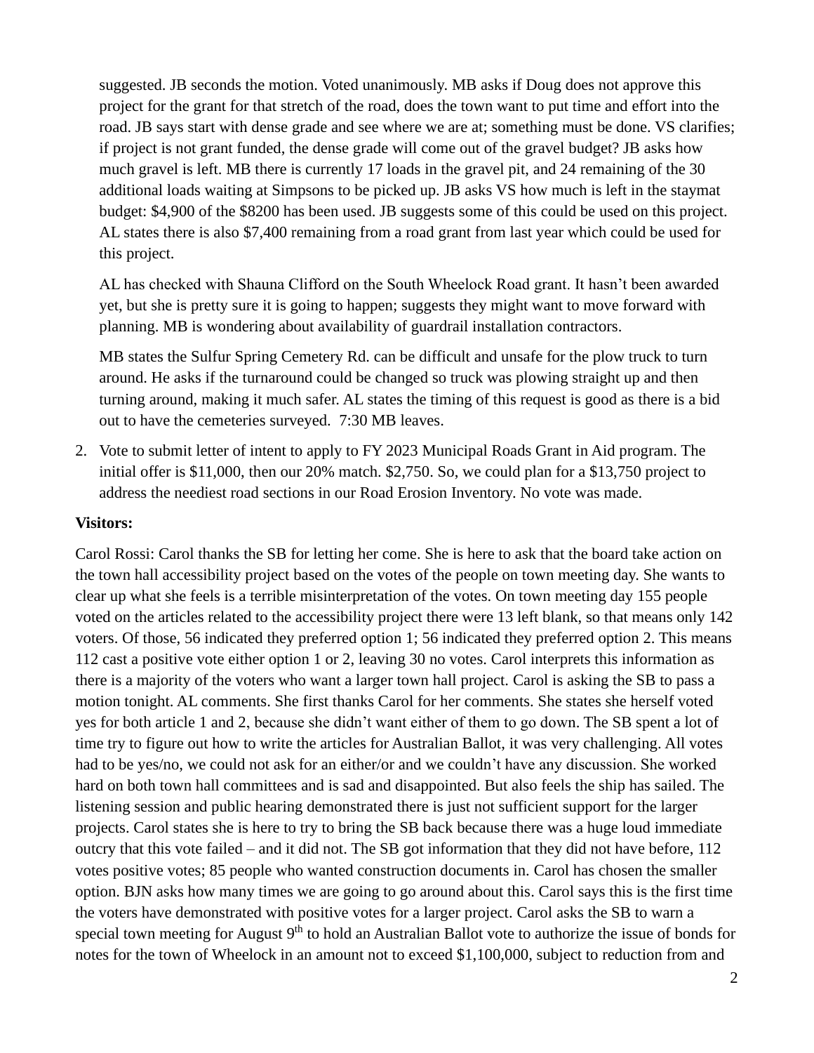suggested. JB seconds the motion. Voted unanimously. MB asks if Doug does not approve this project for the grant for that stretch of the road, does the town want to put time and effort into the road. JB says start with dense grade and see where we are at; something must be done. VS clarifies; if project is not grant funded, the dense grade will come out of the gravel budget? JB asks how much gravel is left. MB there is currently 17 loads in the gravel pit, and 24 remaining of the 30 additional loads waiting at Simpsons to be picked up. JB asks VS how much is left in the staymat budget: $4,900 of the $8200 has been used. JB suggests some of this could be used on this project. AL states there is also $7,400 remaining from a road grant from last year which could be used for this project.

AL has checked with Shauna Clifford on the South Wheelock Road grant. It hasn't been awarded yet, but she is pretty sure it is going to happen; suggests they might want to move forward with planning. MB is wondering about availability of guardrail installation contractors.

MB states the Sulfur Spring Cemetery Rd. can be difficult and unsafe for the plow truck to turn around. He asks if the turnaround could be changed so truck was plowing straight up and then turning around, making it much safer. AL states the timing of this request is good as there is a bid out to have the cemeteries surveyed. 7:30 MB leaves.

2. Vote to submit letter of intent to apply to FY 2023 Municipal Roads Grant in Aid program. The initial offer is $11,000, then our 20% match. $2,750. So, we could plan for a $13,750 project to address the neediest road sections in our Road Erosion Inventory. No vote was made.

**Visitors:**

Carol Rossi: Carol thanks the SB for letting her come. She is here to ask that the board take action on the town hall accessibility project based on the votes of the people on town meeting day. She wants to clear up what she feels is a terrible misinterpretation of the votes. On town meeting day 155 people voted on the articles related to the accessibility project there were 13 left blank, so that means only 142 voters. Of those, 56 indicated they preferred option 1; 56 indicated they preferred option 2. This means 112 cast a positive vote either option 1 or 2, leaving 30 no votes. Carol interprets this information as there is a majority of the voters who want a larger town hall project. Carol is asking the SB to pass a motion tonight. AL comments. She first thanks Carol for her comments. She states she herself voted yes for both article 1 and 2, because she didn't want either of them to go down. The SB spent a lot of time try to figure out how to write the articles for Australian Ballot, it was very challenging. All votes had to be yes/no, we could not ask for an either/or and we couldn't have any discussion. She worked hard on both town hall committees and is sad and disappointed. But also feels the ship has sailed. The listening session and public hearing demonstrated there is just not sufficient support for the larger projects. Carol states she is here to try to bring the SB back because there was a huge loud immediate outcry that this vote failed – and it did not. The SB got information that they did not have before, 112 votes positive votes; 85 people who wanted construction documents in. Carol has chosen the smaller option. BJN asks how many times we are going to go around about this. Carol says this is the first time the voters have demonstrated with positive votes for a larger project. Carol asks the SB to warn a special town meeting for August 9th to hold an Australian Ballot vote to authorize the issue of bonds for notes for the town of Wheelock in an amount not to exceed $1,100,000, subject to reduction from and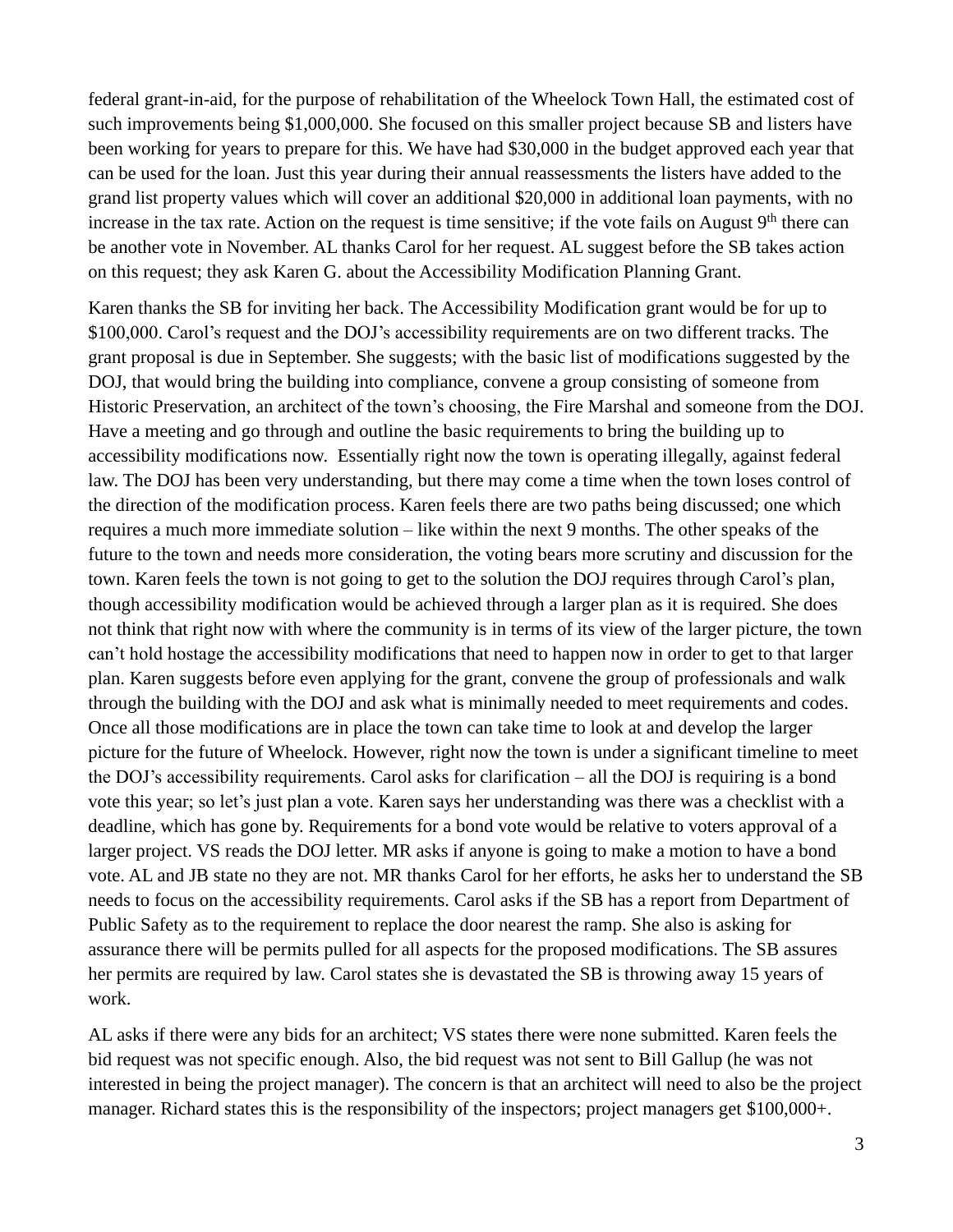federal grant-in-aid, for the purpose of rehabilitation of the Wheelock Town Hall, the estimated cost of such improvements being $1,000,000. She focused on this smaller project because SB and listers have been working for years to prepare for this. We have had $30,000 in the budget approved each year that can be used for the loan. Just this year during their annual reassessments the listers have added to the grand list property values which will cover an additional $20,000 in additional loan payments, with no increase in the tax rate. Action on the request is time sensitive; if the vote fails on August 9th there can be another vote in November. AL thanks Carol for her request. AL suggest before the SB takes action on this request; they ask Karen G. about the Accessibility Modification Planning Grant.

Karen thanks the SB for inviting her back. The Accessibility Modification grant would be for up to $100,000. Carol's request and the DOJ's accessibility requirements are on two different tracks. The grant proposal is due in September. She suggests; with the basic list of modifications suggested by the DOJ, that would bring the building into compliance, convene a group consisting of someone from Historic Preservation, an architect of the town's choosing, the Fire Marshal and someone from the DOJ. Have a meeting and go through and outline the basic requirements to bring the building up to accessibility modifications now. Essentially right now the town is operating illegally, against federal law. The DOJ has been very understanding, but there may come a time when the town loses control of the direction of the modification process. Karen feels there are two paths being discussed; one which requires a much more immediate solution – like within the next 9 months. The other speaks of the future to the town and needs more consideration, the voting bears more scrutiny and discussion for the town. Karen feels the town is not going to get to the solution the DOJ requires through Carol's plan, though accessibility modification would be achieved through a larger plan as it is required. She does not think that right now with where the community is in terms of its view of the larger picture, the town can't hold hostage the accessibility modifications that need to happen now in order to get to that larger plan. Karen suggests before even applying for the grant, convene the group of professionals and walk through the building with the DOJ and ask what is minimally needed to meet requirements and codes. Once all those modifications are in place the town can take time to look at and develop the larger picture for the future of Wheelock. However, right now the town is under a significant timeline to meet the DOJ's accessibility requirements. Carol asks for clarification – all the DOJ is requiring is a bond vote this year; so let's just plan a vote. Karen says her understanding was there was a checklist with a deadline, which has gone by. Requirements for a bond vote would be relative to voters approval of a larger project. VS reads the DOJ letter. MR asks if anyone is going to make a motion to have a bond vote. AL and JB state no they are not. MR thanks Carol for her efforts, he asks her to understand the SB needs to focus on the accessibility requirements. Carol asks if the SB has a report from Department of Public Safety as to the requirement to replace the door nearest the ramp. She also is asking for assurance there will be permits pulled for all aspects for the proposed modifications. The SB assures her permits are required by law. Carol states she is devastated the SB is throwing away 15 years of work.

AL asks if there were any bids for an architect; VS states there were none submitted. Karen feels the bid request was not specific enough. Also, the bid request was not sent to Bill Gallup (he was not interested in being the project manager). The concern is that an architect will need to also be the project manager. Richard states this is the responsibility of the inspectors; project managers get $100,000+.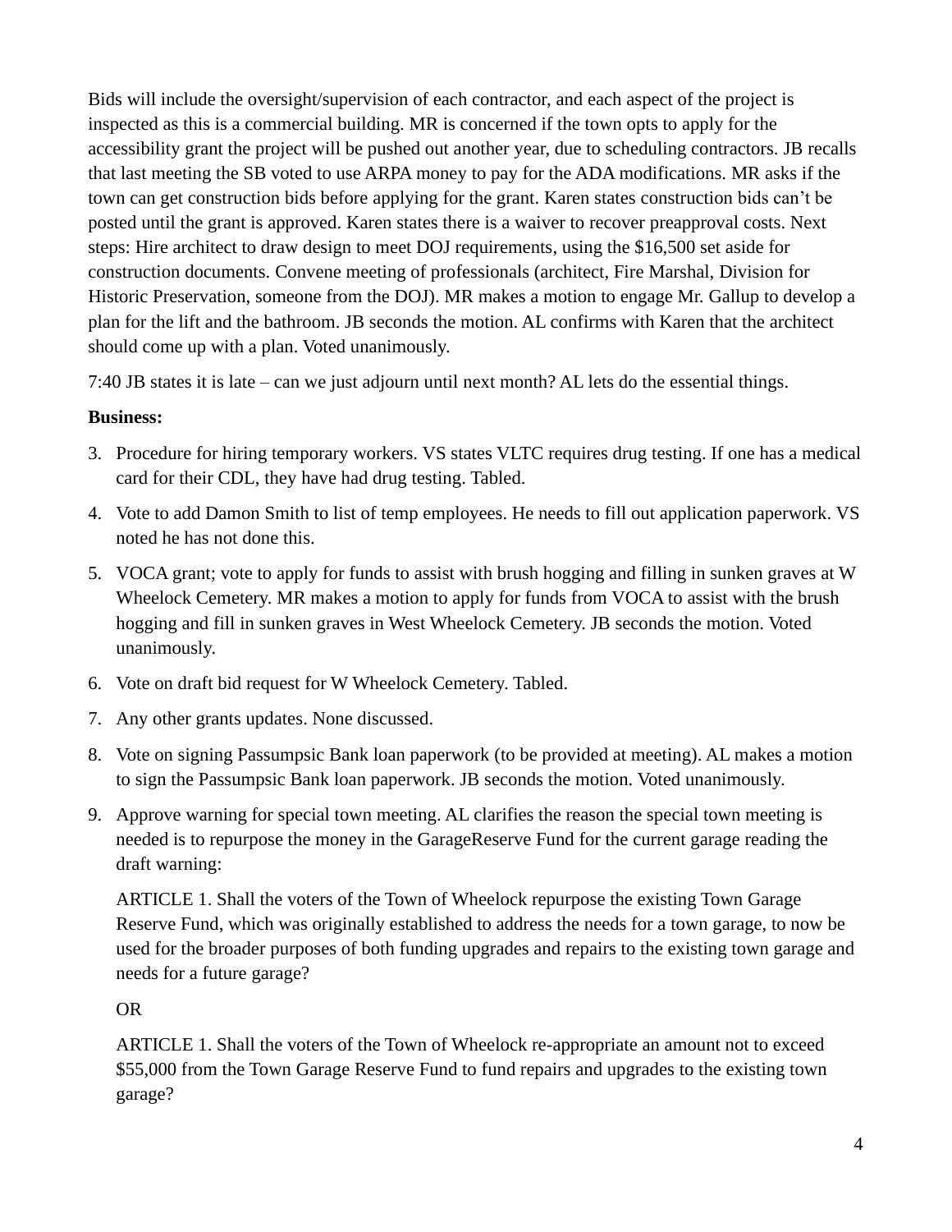Bids will include the oversight/supervision of each contractor, and each aspect of the project is inspected as this is a commercial building. MR is concerned if the town opts to apply for the accessibility grant the project will be pushed out another year, due to scheduling contractors. JB recalls that last meeting the SB voted to use ARPA money to pay for the ADA modifications. MR asks if the town can get construction bids before applying for the grant. Karen states construction bids can't be posted until the grant is approved. Karen states there is a waiver to recover preapproval costs. Next steps: Hire architect to draw design to meet DOJ requirements, using the $16,500 set aside for construction documents. Convene meeting of professionals (architect, Fire Marshal, Division for Historic Preservation, someone from the DOJ). MR makes a motion to engage Mr. Gallup to develop a plan for the lift and the bathroom. JB seconds the motion. AL confirms with Karen that the architect should come up with a plan. Voted unanimously.

7:40 JB states it is late – can we just adjourn until next month? AL lets do the essential things.

**Business:**

3. Procedure for hiring temporary workers. VS states VLTC requires drug testing. If one has a medical card for their CDL, they have had drug testing. Tabled.
4. Vote to add Damon Smith to list of temp employees. He needs to fill out application paperwork. VS noted he has not done this.
5. VOCA grant; vote to apply for funds to assist with brush hogging and filling in sunken graves at W Wheelock Cemetery. MR makes a motion to apply for funds from VOCA to assist with the brush hogging and fill in sunken graves in West Wheelock Cemetery. JB seconds the motion. Voted unanimously.
6. Vote on draft bid request for W Wheelock Cemetery. Tabled.
7. Any other grants updates. None discussed.
8. Vote on signing Passumpsic Bank loan paperwork (to be provided at meeting). AL makes a motion to sign the Passumpsic Bank loan paperwork. JB seconds the motion. Voted unanimously.
9. Approve warning for special town meeting. AL clarifies the reason the special town meeting is needed is to repurpose the money in the GarageReserve Fund for the current garage reading the draft warning:

   ARTICLE 1. Shall the voters of the Town of Wheelock repurpose the existing Town Garage Reserve Fund, which was originally established to address the needs for a town garage, to now be used for the broader purposes of both funding upgrades and repairs to the existing town garage and needs for a future garage?

   OR

   ARTICLE 1. Shall the voters of the Town of Wheelock re-appropriate an amount not to exceed $55,000 from the Town Garage Reserve Fund to fund repairs and upgrades to the existing town garage?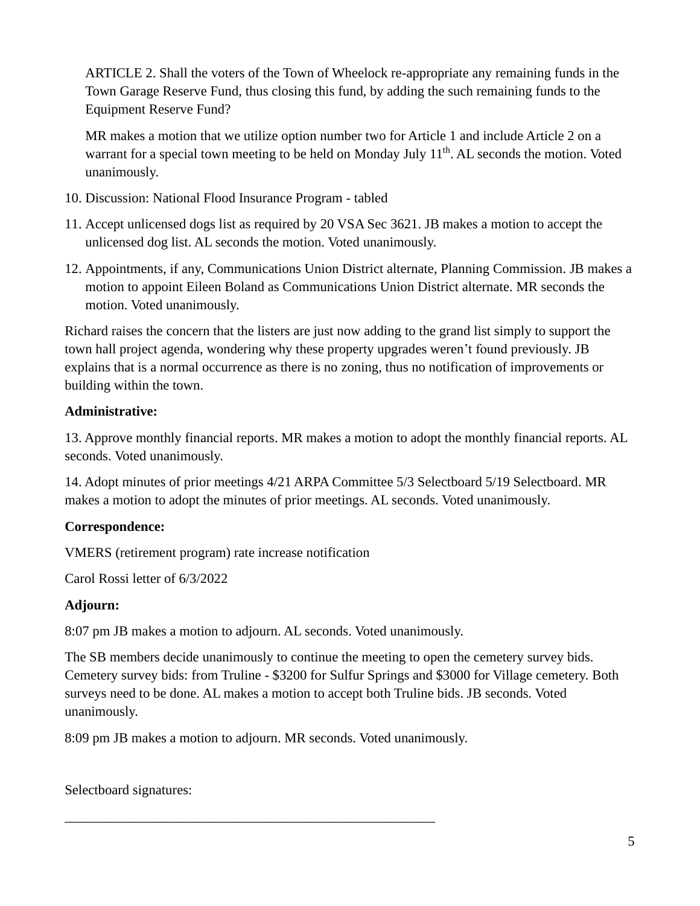ARTICLE 2. Shall the voters of the Town of Wheelock re-appropriate any remaining funds in the Town Garage Reserve Fund, thus closing this fund, by adding the such remaining funds to the Equipment Reserve Fund?

MR makes a motion that we utilize option number two for Article 1 and include Article 2 on a warrant for a special town meeting to be held on Monday July 11th. AL seconds the motion. Voted unanimously.

10. Discussion: National Flood Insurance Program - tabled
11. Accept unlicensed dogs list as required by 20 VSA Sec 3621. JB makes a motion to accept the unlicensed dog list. AL seconds the motion. Voted unanimously.
12. Appointments, if any, Communications Union District alternate, Planning Commission. JB makes a motion to appoint Eileen Boland as Communications Union District alternate. MR seconds the motion. Voted unanimously.

Richard raises the concern that the listers are just now adding to the grand list simply to support the town hall project agenda, wondering why these property upgrades weren't found previously. JB explains that is a normal occurrence as there is no zoning, thus no notification of improvements or building within the town.

**Administrative:**

13. Approve monthly financial reports. MR makes a motion to adopt the monthly financial reports. AL seconds. Voted unanimously.

14. Adopt minutes of prior meetings 4/21 ARPA Committee 5/3 Selectboard 5/19 Selectboard. MR makes a motion to adopt the minutes of prior meetings. AL seconds. Voted unanimously.

**Correspondence:**

VMERS (retirement program) rate increase notification

Carol Rossi letter of 6/3/2022

**Adjourn:**

8:07 pm JB makes a motion to adjourn. AL seconds. Voted unanimously.

The SB members decide unanimously to continue the meeting to open the cemetery survey bids. Cemetery survey bids: from Truline - $3200 for Sulfur Springs and $3000 for Village cemetery. Both surveys need to be done. AL makes a motion to accept both Truline bids. JB seconds. Voted unanimously.

8:09 pm JB makes a motion to adjourn. MR seconds. Voted unanimously.

Selectboard signatures:

\_\_\_\_\_\_\_\_\_\_\_\_\_\_\_\_\_\_\_\_\_\_\_\_\_\_\_\_\_\_\_\_\_\_\_\_\_\_\_\_\_\_\_\_\_\_\_\_\_\_\_\_